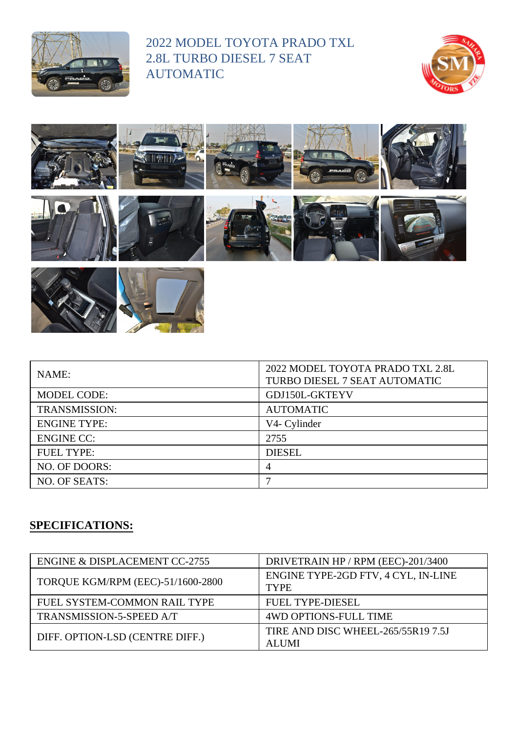# 2022 MODEL TOYOTA PRADO TXL 2.8L TURBO DIESEL 7 SEAT AUTOMATIC

| NAME: | 2022 MODEL TOYOTA PRADO TXL 2.8L TURBO DIESEL 7 SEAT AUTOMATIC |
|---|---|
| MODEL CODE: | GDJ150L-GKTEYV |
| TRANSMISSION: | AUTOMATIC |
| ENGINE TYPE: | V4- Cylinder |
| ENGINE CC: | 2755 |
| FUEL TYPE: | DIESEL |
| NO. OF DOORS: | 4 |
| NO. OF SEATS: | 7 |

## SPECIFICATIONS:

| ENGINE & DISPLACEMENT CC-2755 | DRIVETRAIN HP / RPM (EEC)-201/3400 |
|---|---|
| TORQUE KGM/RPM (EEC)-51/1600-2800 | ENGINE TYPE-2GD FTV, 4 CYL, IN-LINE TYPE |
| FUEL SYSTEM-COMMON RAIL TYPE | FUEL TYPE-DIESEL |
| TRANSMISSION-5-SPEED A/T | 4WD OPTIONS-FULL TIME |
| DIFF. OPTION-LSD (CENTRE DIFF.) | TIRE AND DISC WHEEL-265/55R19 7.5J ALUMI |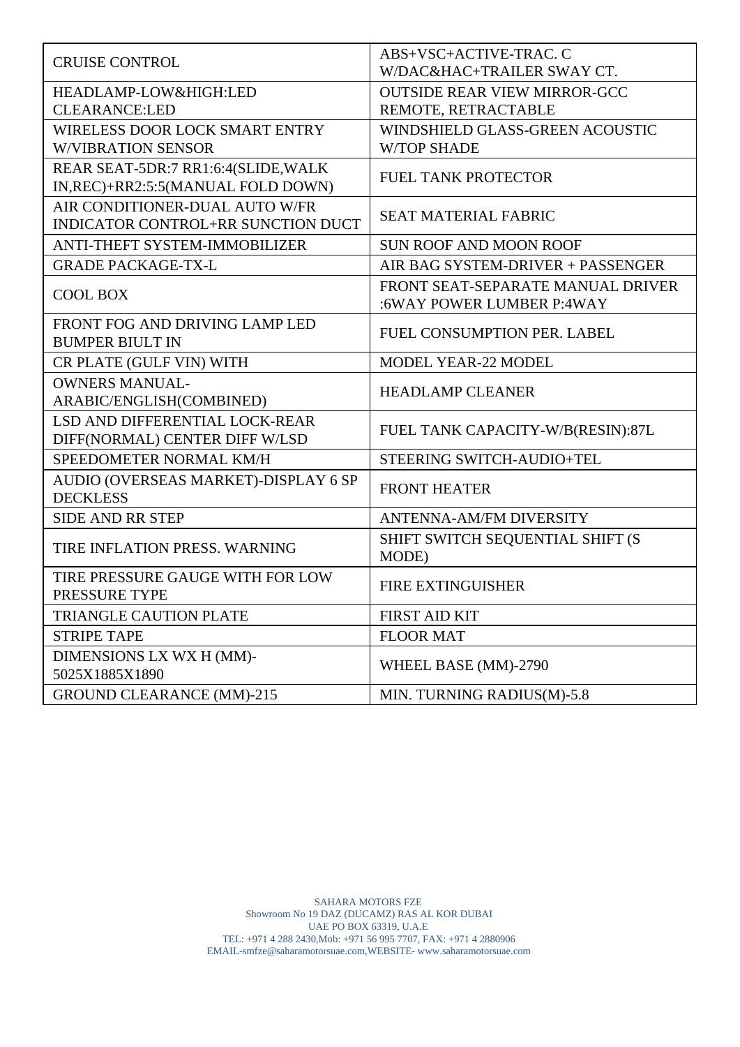| | |
|---|---|
| CRUISE CONTROL | ABS+VSC+ACTIVE-TRAC. C W/DAC&HAC+TRAILER SWAY CT. |
| HEADLAMP-LOW&HIGH:LED CLEARANCE:LED | OUTSIDE REAR VIEW MIRROR-GCC REMOTE, RETRACTABLE |
| WIRELESS DOOR LOCK SMART ENTRY W/VIBRATION SENSOR | WINDSHIELD GLASS-GREEN ACOUSTIC W/TOP SHADE |
| REAR SEAT-5DR:7 RR1:6:4(SLIDE,WALK IN,REC)+RR2:5:5(MANUAL FOLD DOWN) | FUEL TANK PROTECTOR |
| AIR CONDITIONER-DUAL AUTO W/FR INDICATOR CONTROL+RR SUNCTION DUCT | SEAT MATERIAL FABRIC |
| ANTI-THEFT SYSTEM-IMMOBILIZER | SUN ROOF AND MOON ROOF |
| GRADE PACKAGE-TX-L | AIR BAG SYSTEM-DRIVER + PASSENGER |
| COOL BOX | FRONT SEAT-SEPARATE MANUAL DRIVER :6WAY POWER LUMBER P:4WAY |
| FRONT FOG AND DRIVING LAMP LED BUMPER BIULT IN | FUEL CONSUMPTION PER. LABEL |
| CR PLATE (GULF VIN) WITH | MODEL YEAR-22 MODEL |
| OWNERS MANUAL-ARABIC/ENGLISH(COMBINED) | HEADLAMP CLEANER |
| LSD AND DIFFERENTIAL LOCK-REAR DIFF(NORMAL) CENTER DIFF W/LSD | FUEL TANK CAPACITY-W/B(RESIN):87L |
| SPEEDOMETER NORMAL KM/H | STEERING SWITCH-AUDIO+TEL |
| AUDIO (OVERSEAS MARKET)-DISPLAY 6 SP DECKLESS | FRONT HEATER |
| SIDE AND RR STEP | ANTENNA-AM/FM DIVERSITY |
| TIRE INFLATION PRESS. WARNING | SHIFT SWITCH SEQUENTIAL SHIFT (S MODE) |
| TIRE PRESSURE GAUGE WITH FOR LOW PRESSURE TYPE | FIRE EXTINGUISHER |
| TRIANGLE CAUTION PLATE | FIRST AID KIT |
| STRIPE TAPE | FLOOR MAT |
| DIMENSIONS LX WX H (MM)-5025X1885X1890 | WHEEL BASE (MM)-2790 |
| GROUND CLEARANCE (MM)-215 | MIN. TURNING RADIUS(M)-5.8 |